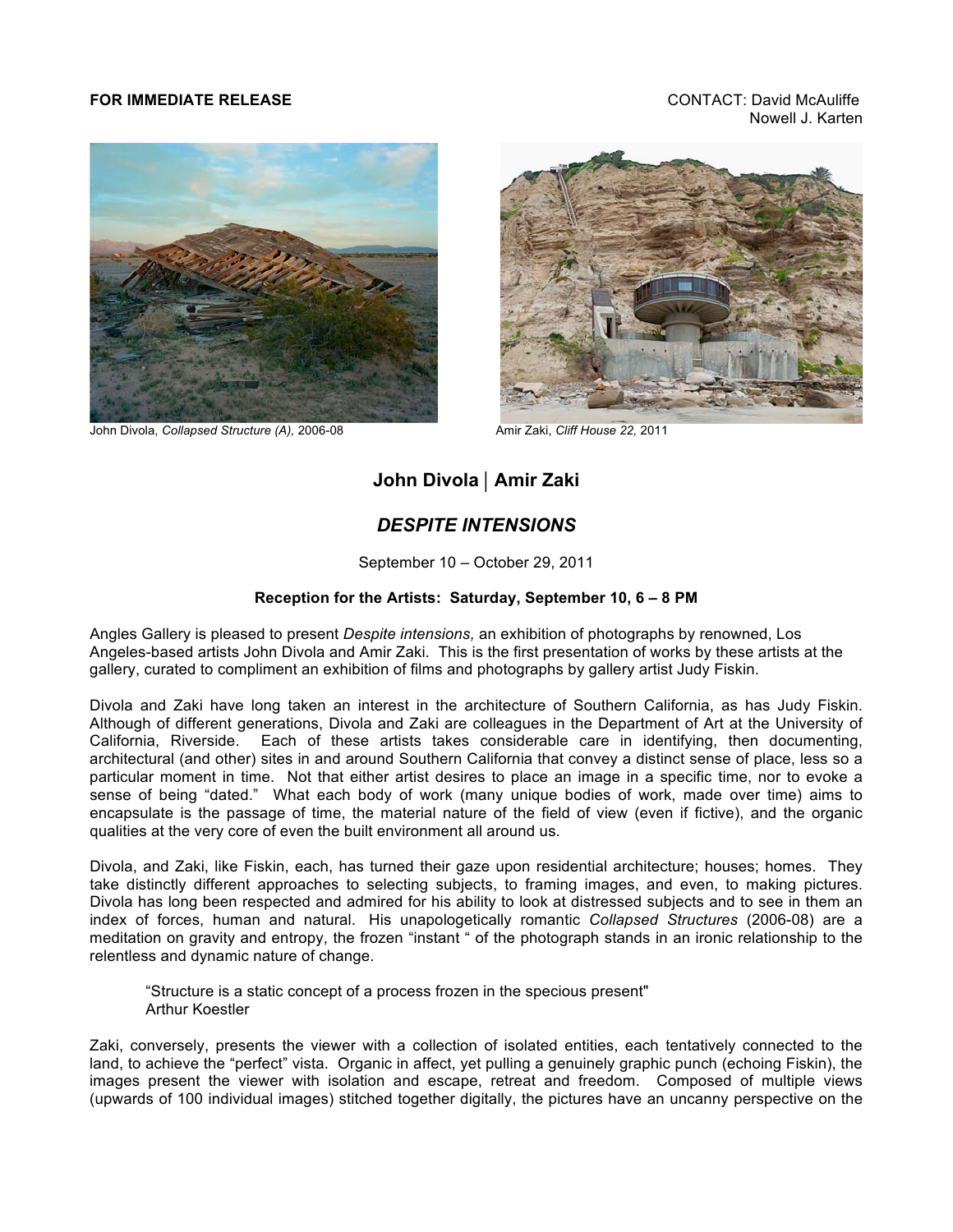**FOR IMMEDIATE RELEASE**

CONTACT: David McAuliffe
Nowell J. Karten

John Divola, *Collapsed Structure (A),* 2006-08

Amir Zaki, *Cliff House 22,* 2011

## John Divola | Amir Zaki

## *DESPITE INTENSIONS*

September 10 – October 29, 2011

**Reception for the Artists: Saturday, September 10, 6 – 8 PM**

Angles Gallery is pleased to present *Despite intensions,* an exhibition of photographs by renowned, Los Angeles-based artists John Divola and Amir Zaki. This is the first presentation of works by these artists at the gallery, curated to compliment an exhibition of films and photographs by gallery artist Judy Fiskin.

Divola and Zaki have long taken an interest in the architecture of Southern California, as has Judy Fiskin. Although of different generations, Divola and Zaki are colleagues in the Department of Art at the University of California, Riverside. Each of these artists takes considerable care in identifying, then documenting, architectural (and other) sites in and around Southern California that convey a distinct sense of place, less so a particular moment in time. Not that either artist desires to place an image in a specific time, nor to evoke a sense of being "dated." What each body of work (many unique bodies of work, made over time) aims to encapsulate is the passage of time, the material nature of the field of view (even if fictive), and the organic qualities at the very core of even the built environment all around us.

Divola, and Zaki, like Fiskin, each, has turned their gaze upon residential architecture; houses; homes. They take distinctly different approaches to selecting subjects, to framing images, and even, to making pictures. Divola has long been respected and admired for his ability to look at distressed subjects and to see in them an index of forces, human and natural. His unapologetically romantic *Collapsed Structures* (2006-08) are a meditation on gravity and entropy, the frozen "instant " of the photograph stands in an ironic relationship to the relentless and dynamic nature of change.

> "Structure is a static concept of a process frozen in the specious present"
> Arthur Koestler

Zaki, conversely, presents the viewer with a collection of isolated entities, each tentatively connected to the land, to achieve the "perfect" vista. Organic in affect, yet pulling a genuinely graphic punch (echoing Fiskin), the images present the viewer with isolation and escape, retreat and freedom. Composed of multiple views (upwards of 100 individual images) stitched together digitally, the pictures have an uncanny perspective on the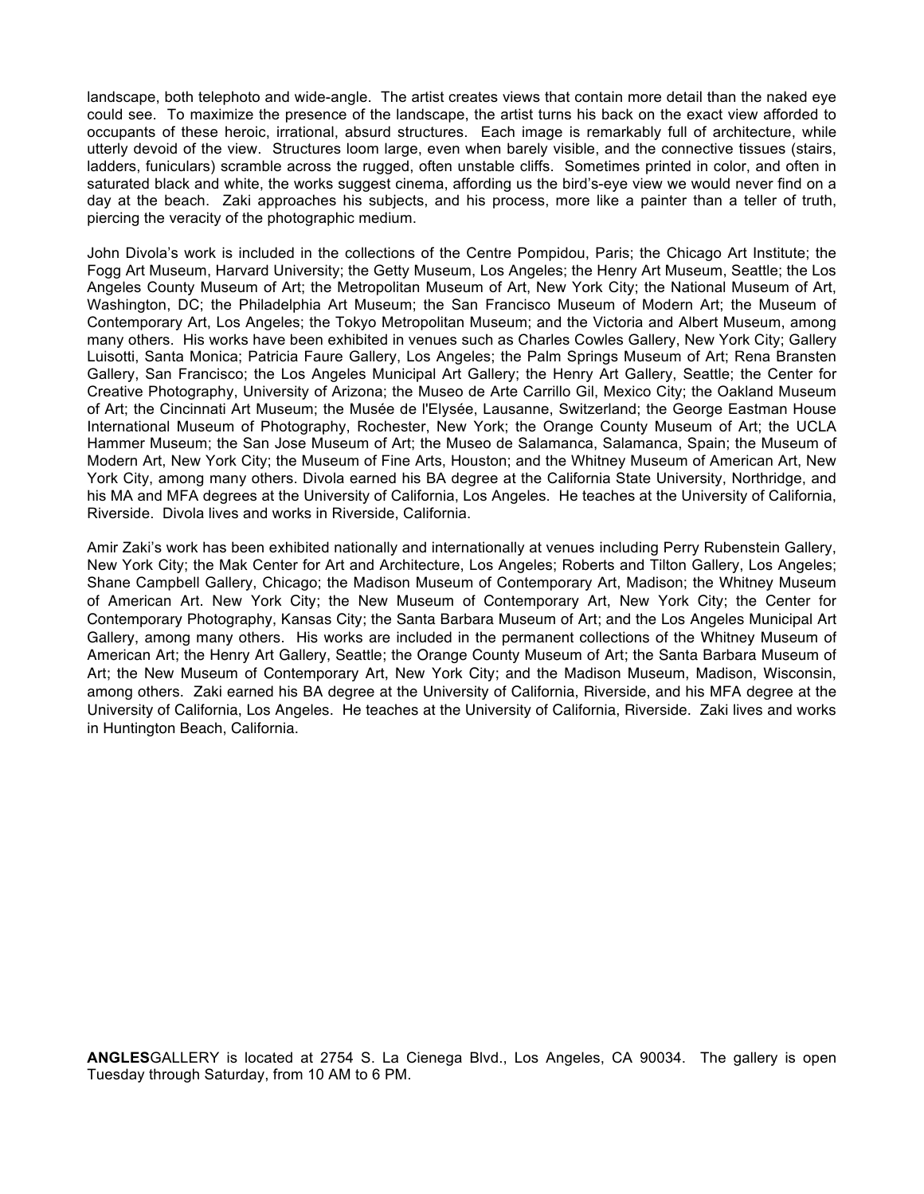landscape, both telephoto and wide-angle. The artist creates views that contain more detail than the naked eye could see. To maximize the presence of the landscape, the artist turns his back on the exact view afforded to occupants of these heroic, irrational, absurd structures. Each image is remarkably full of architecture, while utterly devoid of the view. Structures loom large, even when barely visible, and the connective tissues (stairs, ladders, funiculars) scramble across the rugged, often unstable cliffs. Sometimes printed in color, and often in saturated black and white, the works suggest cinema, affording us the bird's-eye view we would never find on a day at the beach. Zaki approaches his subjects, and his process, more like a painter than a teller of truth, piercing the veracity of the photographic medium.

John Divola's work is included in the collections of the Centre Pompidou, Paris; the Chicago Art Institute; the Fogg Art Museum, Harvard University; the Getty Museum, Los Angeles; the Henry Art Museum, Seattle; the Los Angeles County Museum of Art; the Metropolitan Museum of Art, New York City; the National Museum of Art, Washington, DC; the Philadelphia Art Museum; the San Francisco Museum of Modern Art; the Museum of Contemporary Art, Los Angeles; the Tokyo Metropolitan Museum; and the Victoria and Albert Museum, among many others. His works have been exhibited in venues such as Charles Cowles Gallery, New York City; Gallery Luisotti, Santa Monica; Patricia Faure Gallery, Los Angeles; the Palm Springs Museum of Art; Rena Bransten Gallery, San Francisco; the Los Angeles Municipal Art Gallery; the Henry Art Gallery, Seattle; the Center for Creative Photography, University of Arizona; the Museo de Arte Carrillo Gil, Mexico City; the Oakland Museum of Art; the Cincinnati Art Museum; the Musée de l'Elysée, Lausanne, Switzerland; the George Eastman House International Museum of Photography, Rochester, New York; the Orange County Museum of Art; the UCLA Hammer Museum; the San Jose Museum of Art; the Museo de Salamanca, Salamanca, Spain; the Museum of Modern Art, New York City; the Museum of Fine Arts, Houston; and the Whitney Museum of American Art, New York City, among many others. Divola earned his BA degree at the California State University, Northridge, and his MA and MFA degrees at the University of California, Los Angeles. He teaches at the University of California, Riverside. Divola lives and works in Riverside, California.

Amir Zaki's work has been exhibited nationally and internationally at venues including Perry Rubenstein Gallery, New York City; the Mak Center for Art and Architecture, Los Angeles; Roberts and Tilton Gallery, Los Angeles; Shane Campbell Gallery, Chicago; the Madison Museum of Contemporary Art, Madison; the Whitney Museum of American Art. New York City; the New Museum of Contemporary Art, New York City; the Center for Contemporary Photography, Kansas City; the Santa Barbara Museum of Art; and the Los Angeles Municipal Art Gallery, among many others. His works are included in the permanent collections of the Whitney Museum of American Art; the Henry Art Gallery, Seattle; the Orange County Museum of Art; the Santa Barbara Museum of Art; the New Museum of Contemporary Art, New York City; and the Madison Museum, Madison, Wisconsin, among others. Zaki earned his BA degree at the University of California, Riverside, and his MFA degree at the University of California, Los Angeles. He teaches at the University of California, Riverside. Zaki lives and works in Huntington Beach, California.

**ANGLES**GALLERY is located at 2754 S. La Cienega Blvd., Los Angeles, CA 90034. The gallery is open Tuesday through Saturday, from 10 AM to 6 PM.